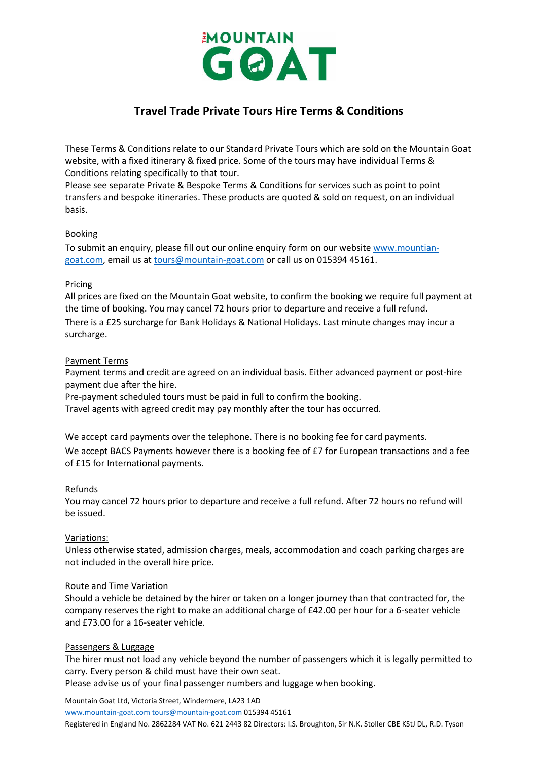# THE MOUNTAIN GOAT

## Travel Trade Private Tours Hire Terms & Conditions

These Terms & Conditions relate to our Standard Private Tours which are sold on the Mountain Goat website, with a fixed itinerary & fixed price. Some of the tours may have individual Terms & Conditions relating specifically to that tour.
Please see separate Private & Bespoke Terms & Conditions for services such as point to point transfers and bespoke itineraries. These products are quoted & sold on request, on an individual basis.

### Booking

To submit an enquiry, please fill out our online enquiry form on our website www.mountian-goat.com, email us at tours@mountain-goat.com or call us on 015394 45161.

### Pricing

All prices are fixed on the Mountain Goat website, to confirm the booking we require full payment at the time of booking. You may cancel 72 hours prior to departure and receive a full refund.
There is a £25 surcharge for Bank Holidays & National Holidays. Last minute changes may incur a surcharge.

### Payment Terms

Payment terms and credit are agreed on an individual basis. Either advanced payment or post-hire payment due after the hire.
Pre-payment scheduled tours must be paid in full to confirm the booking.
Travel agents with agreed credit may pay monthly after the tour has occurred.

We accept card payments over the telephone. There is no booking fee for card payments.
We accept BACS Payments however there is a booking fee of £7 for European transactions and a fee of £15 for International payments.

### Refunds

You may cancel 72 hours prior to departure and receive a full refund. After 72 hours no refund will be issued.

### Variations:

Unless otherwise stated, admission charges, meals, accommodation and coach parking charges are not included in the overall hire price.

### Route and Time Variation

Should a vehicle be detained by the hirer or taken on a longer journey than that contracted for, the company reserves the right to make an additional charge of £42.00 per hour for a 6-seater vehicle and £73.00 for a 16-seater vehicle.

### Passengers & Luggage

The hirer must not load any vehicle beyond the number of passengers which it is legally permitted to carry. Every person & child must have their own seat.
Please advise us of your final passenger numbers and luggage when booking.

Mountain Goat Ltd, Victoria Street, Windermere, LA23 1AD
www.mountain-goat.com tours@mountain-goat.com 015394 45161
Registered in England No. 2862284 VAT No. 621 2443 82 Directors: I.S. Broughton, Sir N.K. Stoller CBE KStJ DL, R.D. Tyson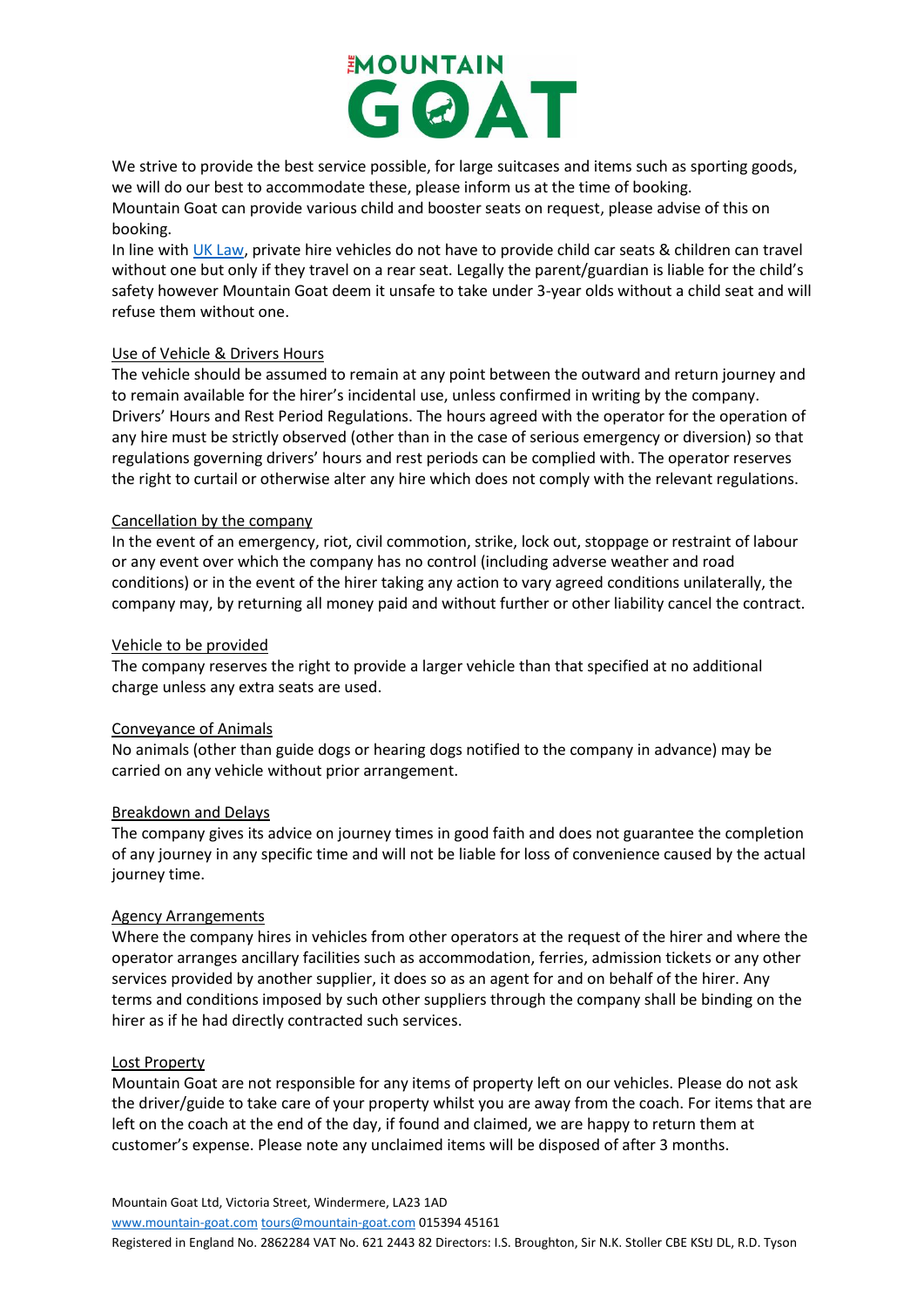We strive to provide the best service possible, for large suitcases and items such as sporting goods, we will do our best to accommodate these, please inform us at the time of booking.
Mountain Goat can provide various child and booster seats on request, please advise of this on booking.
In line with [UK Law](), private hire vehicles do not have to provide child car seats & children can travel without one but only if they travel on a rear seat. Legally the parent/guardian is liable for the child's safety however Mountain Goat deem it unsafe to take under 3-year olds without a child seat and will refuse them without one.

## Use of Vehicle & Drivers Hours

The vehicle should be assumed to remain at any point between the outward and return journey and to remain available for the hirer's incidental use, unless confirmed in writing by the company.
Drivers' Hours and Rest Period Regulations. The hours agreed with the operator for the operation of any hire must be strictly observed (other than in the case of serious emergency or diversion) so that regulations governing drivers' hours and rest periods can be complied with. The operator reserves the right to curtail or otherwise alter any hire which does not comply with the relevant regulations.

## Cancellation by the company

In the event of an emergency, riot, civil commotion, strike, lock out, stoppage or restraint of labour or any event over which the company has no control (including adverse weather and road conditions) or in the event of the hirer taking any action to vary agreed conditions unilaterally, the company may, by returning all money paid and without further or other liability cancel the contract.

## Vehicle to be provided

The company reserves the right to provide a larger vehicle than that specified at no additional charge unless any extra seats are used.

## Conveyance of Animals

No animals (other than guide dogs or hearing dogs notified to the company in advance) may be carried on any vehicle without prior arrangement.

## Breakdown and Delays

The company gives its advice on journey times in good faith and does not guarantee the completion of any journey in any specific time and will not be liable for loss of convenience caused by the actual journey time.

## Agency Arrangements

Where the company hires in vehicles from other operators at the request of the hirer and where the operator arranges ancillary facilities such as accommodation, ferries, admission tickets or any other services provided by another supplier, it does so as an agent for and on behalf of the hirer. Any terms and conditions imposed by such other suppliers through the company shall be binding on the hirer as if he had directly contracted such services.

## Lost Property

Mountain Goat are not responsible for any items of property left on our vehicles. Please do not ask the driver/guide to take care of your property whilst you are away from the coach. For items that are left on the coach at the end of the day, if found and claimed, we are happy to return them at customer's expense. Please note any unclaimed items will be disposed of after 3 months.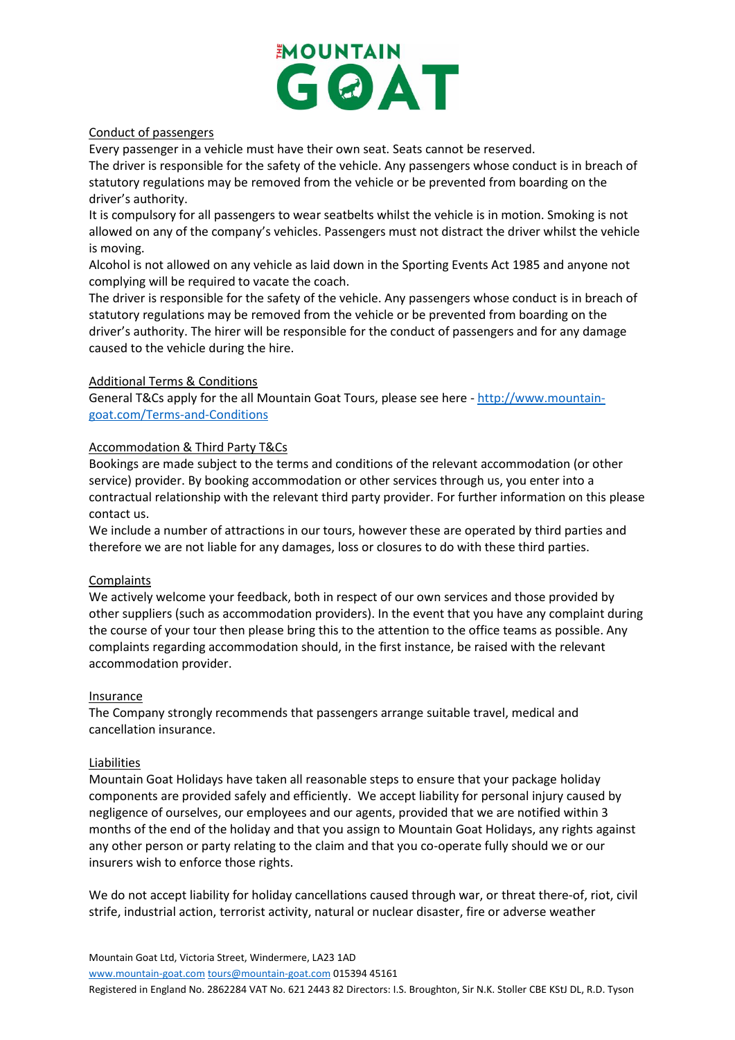## Conduct of passengers

Every passenger in a vehicle must have their own seat. Seats cannot be reserved.
The driver is responsible for the safety of the vehicle. Any passengers whose conduct is in breach of statutory regulations may be removed from the vehicle or be prevented from boarding on the driver's authority.
It is compulsory for all passengers to wear seatbelts whilst the vehicle is in motion. Smoking is not allowed on any of the company's vehicles. Passengers must not distract the driver whilst the vehicle is moving.
Alcohol is not allowed on any vehicle as laid down in the Sporting Events Act 1985 and anyone not complying will be required to vacate the coach.
The driver is responsible for the safety of the vehicle. Any passengers whose conduct is in breach of statutory regulations may be removed from the vehicle or be prevented from boarding on the driver's authority. The hirer will be responsible for the conduct of passengers and for any damage caused to the vehicle during the hire.

## Additional Terms & Conditions

General T&Cs apply for the all Mountain Goat Tours, please see here - [http://www.mountain-goat.com/Terms-and-Conditions](http://www.mountain-goat.com/Terms-and-Conditions)

## Accommodation & Third Party T&Cs

Bookings are made subject to the terms and conditions of the relevant accommodation (or other service) provider. By booking accommodation or other services through us, you enter into a contractual relationship with the relevant third party provider. For further information on this please contact us.
We include a number of attractions in our tours, however these are operated by third parties and therefore we are not liable for any damages, loss or closures to do with these third parties.

## Complaints

We actively welcome your feedback, both in respect of our own services and those provided by other suppliers (such as accommodation providers). In the event that you have any complaint during the course of your tour then please bring this to the attention to the office teams as possible. Any complaints regarding accommodation should, in the first instance, be raised with the relevant accommodation provider.

## Insurance

The Company strongly recommends that passengers arrange suitable travel, medical and cancellation insurance.

## Liabilities

Mountain Goat Holidays have taken all reasonable steps to ensure that your package holiday components are provided safely and efficiently. We accept liability for personal injury caused by negligence of ourselves, our employees and our agents, provided that we are notified within 3 months of the end of the holiday and that you assign to Mountain Goat Holidays, any rights against any other person or party relating to the claim and that you co-operate fully should we or our insurers wish to enforce those rights.

We do not accept liability for holiday cancellations caused through war, or threat there-of, riot, civil strife, industrial action, terrorist activity, natural or nuclear disaster, fire or adverse weather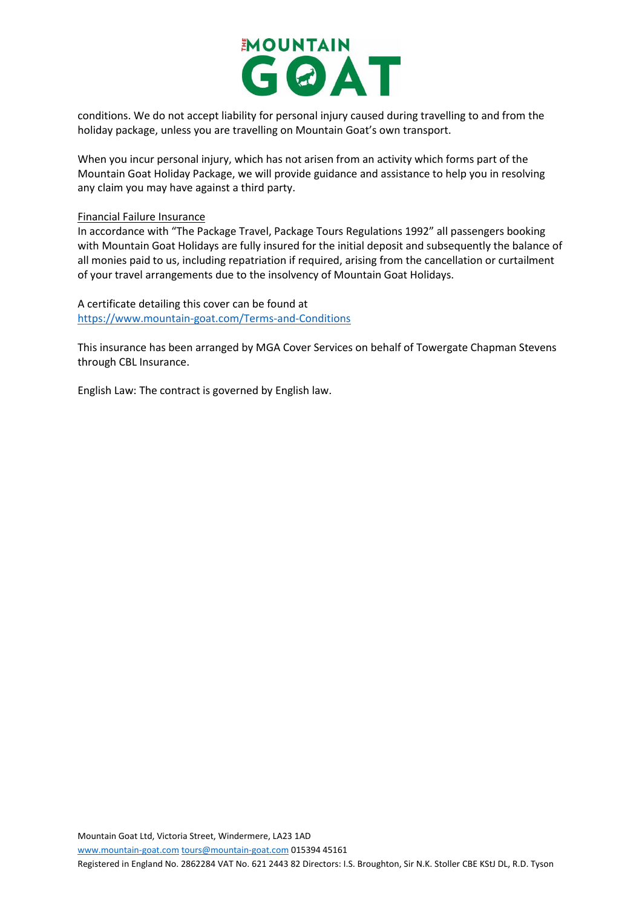conditions. We do not accept liability for personal injury caused during travelling to and from the holiday package, unless you are travelling on Mountain Goat's own transport.

When you incur personal injury, which has not arisen from an activity which forms part of the Mountain Goat Holiday Package, we will provide guidance and assistance to help you in resolving any claim you may have against a third party.

Financial Failure Insurance

In accordance with "The Package Travel, Package Tours Regulations 1992" all passengers booking with Mountain Goat Holidays are fully insured for the initial deposit and subsequently the balance of all monies paid to us, including repatriation if required, arising from the cancellation or curtailment of your travel arrangements due to the insolvency of Mountain Goat Holidays.

A certificate detailing this cover can be found at
https://www.mountain-goat.com/Terms-and-Conditions

This insurance has been arranged by MGA Cover Services on behalf of Towergate Chapman Stevens through CBL Insurance.

English Law: The contract is governed by English law.